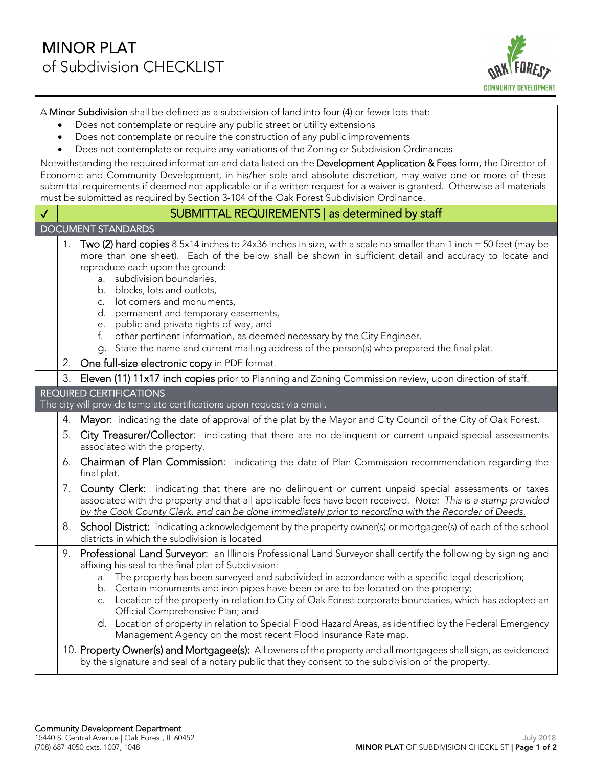# MINOR PLAT
## of Subdivision CHECKLIST

A **Minor Subdivision** shall be defined as a subdivision of land into four (4) or fewer lots that:

- Does not contemplate or require any public street or utility extensions
- Does not contemplate or require the construction of any public improvements
- Does not contemplate or require any variations of the Zoning or Subdivision Ordinances

Notwithstanding the required information and data listed on the **Development Application & Fees** form, the Director of Economic and Community Development, in his/her sole and absolute discretion, may waive one or more of these submittal requirements if deemed not applicable or if a written request for a waiver is granted. Otherwise all materials must be submitted as required by Section 3-104 of the Oak Forest Subdivision Ordinance.

| ✓ | SUBMITTAL REQUIREMENTS \| as determined by staff |
|---|---|
| | **DOCUMENT STANDARDS** |
| | 1. **Two (2) hard copies** 8.5x14 inches to 24x36 inches in size, with a scale no smaller than 1 inch = 50 feet (may be more than one sheet). Each of the below shall be shown in sufficient detail and accuracy to locate and reproduce each upon the ground:<br>a. subdivision boundaries,<br>b. blocks, lots and outlots,<br>c. lot corners and monuments,<br>d. permanent and temporary easements,<br>e. public and private rights-of-way, and<br>f. other pertinent information, as deemed necessary by the City Engineer.<br>g. State the name and current mailing address of the person(s) who prepared the final plat. |
| | 2. **One full-size electronic copy** in PDF format. |
| | 3. **Eleven (11) 11x17 inch copies** prior to Planning and Zoning Commission review, upon direction of staff. |
| | **REQUIRED CERTIFICATIONS**<br>The city will provide template certifications upon request via email. |
| | 4. **Mayor**: indicating the date of approval of the plat by the Mayor and City Council of the City of Oak Forest. |
| | 5. **City Treasurer/Collector**: indicating that there are no delinquent or current unpaid special assessments associated with the property. |
| | 6. **Chairman of Plan Commission**: indicating the date of Plan Commission recommendation regarding the final plat. |
| | 7. **County Clerk**: indicating that there are no delinquent or current unpaid special assessments or taxes associated with the property and that all applicable fees have been received. *Note: This is a stamp provided by the Cook County Clerk, and can be done immediately prior to recording with the Recorder of Deeds.* |
| | 8. **School District:** indicating acknowledgement by the property owner(s) or mortgagee(s) of each of the school districts in which the subdivision is located |
| | 9. **Professional Land Surveyor**: an Illinois Professional Land Surveyor shall certify the following by signing and affixing his seal to the final plat of Subdivision:<br>a. The property has been surveyed and subdivided in accordance with a specific legal description;<br>b. Certain monuments and iron pipes have been or are to be located on the property;<br>c. Location of the property in relation to City of Oak Forest corporate boundaries, which has adopted an Official Comprehensive Plan; and<br>d. Location of property in relation to Special Flood Hazard Areas, as identified by the Federal Emergency Management Agency on the most recent Flood Insurance Rate map. |
| | 10. **Property Owner(s) and Mortgagee(s):** All owners of the property and all mortgagees shall sign, as evidenced by the signature and seal of a notary public that they consent to the subdivision of the property. |

**Community Development Department**
15440 S. Central Avenue | Oak Forest, IL 60452
(708) 687-4050 exts. 1007, 1048

July 2018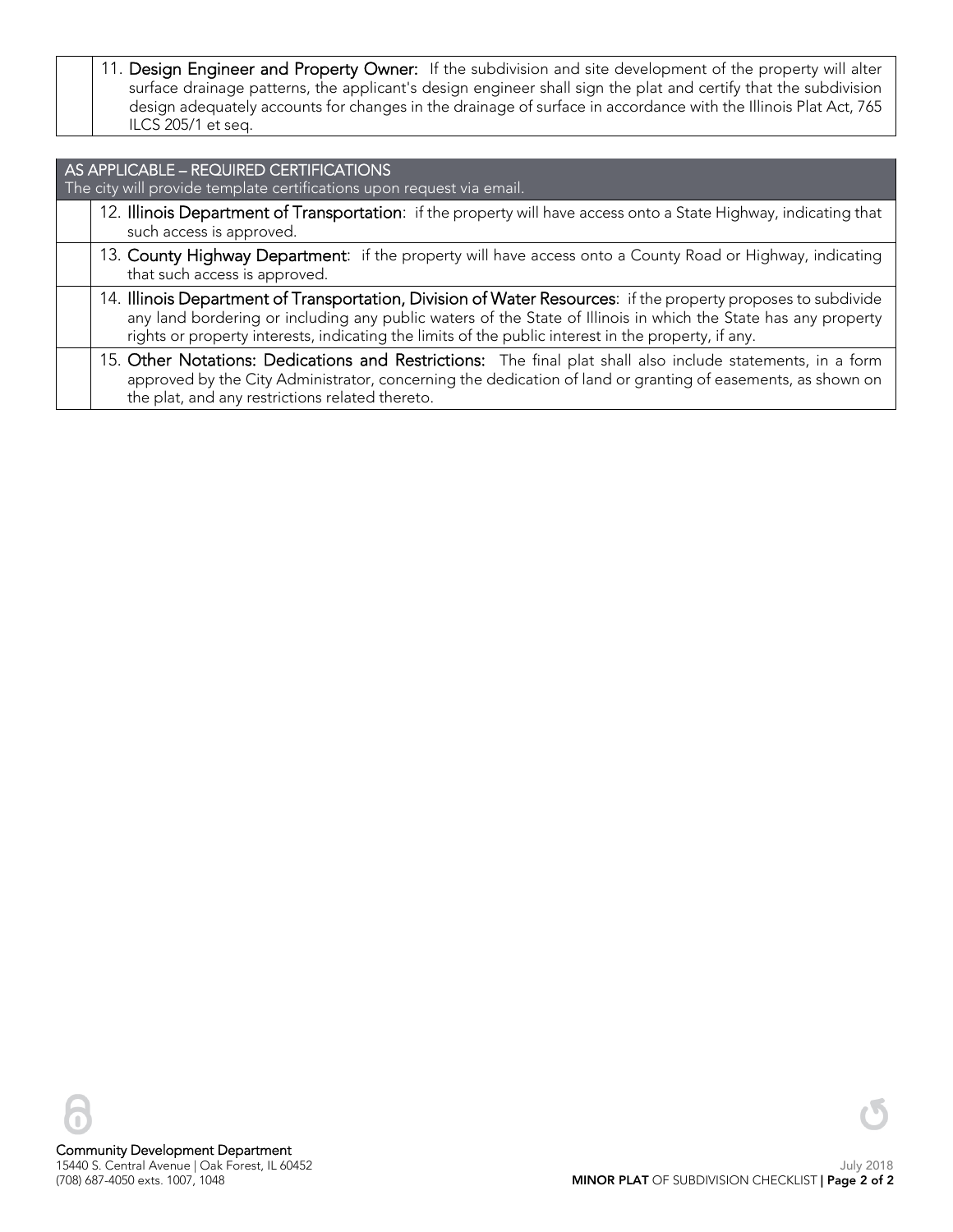| | |
|---|---|
| | 11. **Design Engineer and Property Owner:** If the subdivision and site development of the property will alter surface drainage patterns, the applicant's design engineer shall sign the plat and certify that the subdivision design adequately accounts for changes in the drainage of surface in accordance with the Illinois Plat Act, 765 ILCS 205/1 et seq. |

| AS APPLICABLE – REQUIRED CERTIFICATIONS<br>The city will provide template certifications upon request via email. | |
|---|---|
| | 12. **Illinois Department of Transportation**: if the property will have access onto a State Highway, indicating that such access is approved. |
| | 13. **County Highway Department**: if the property will have access onto a County Road or Highway, indicating that such access is approved. |
| | 14. **Illinois Department of Transportation, Division of Water Resources**: if the property proposes to subdivide any land bordering or including any public waters of the State of Illinois in which the State has any property rights or property interests, indicating the limits of the public interest in the property, if any. |
| | 15. **Other Notations: Dedications and Restrictions:** The final plat shall also include statements, in a form approved by the City Administrator, concerning the dedication of land or granting of easements, as shown on the plat, and any restrictions related thereto. |

Community Development Department
15440 S. Central Avenue | Oak Forest, IL 60452
(708) 687-4050 exts. 1007, 1048

July 2018
**MINOR PLAT** OF SUBDIVISION CHECKLIST